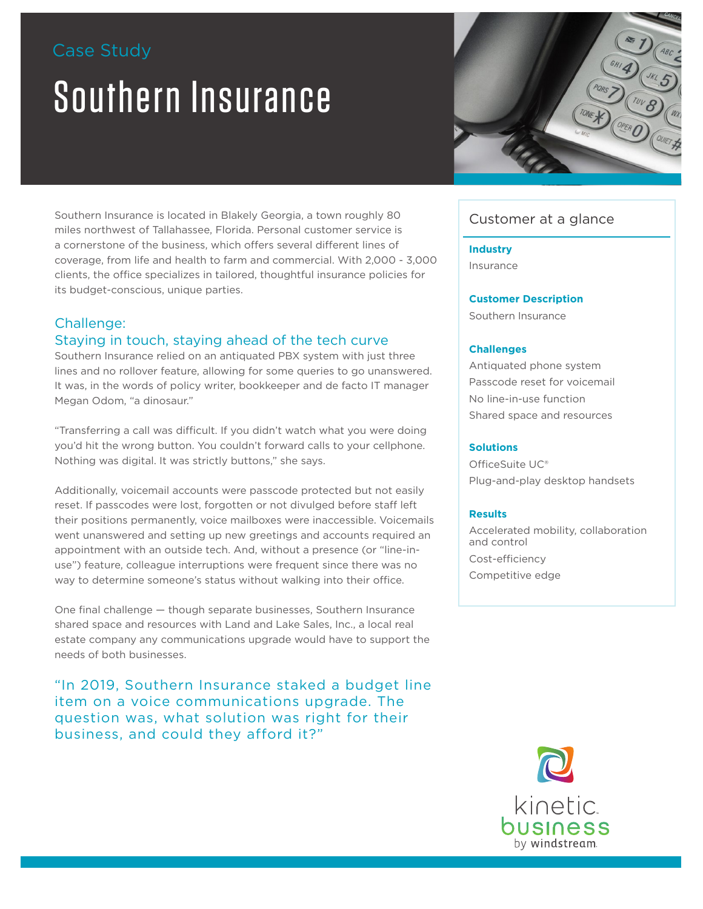Case Study

# Southern Insurance

Southern Insurance is located in Blakely Georgia, a town roughly 80 miles northwest of Tallahassee, Florida. Personal customer service is a cornerstone of the business, which offers several different lines of coverage, from life and health to farm and commercial. With 2,000 - 3,000 clients, the office specializes in tailored, thoughtful insurance policies for its budget-conscious, unique parties.

## Challenge: Staying in touch, staying ahead of the tech curve

Southern Insurance relied on an antiquated PBX system with just three lines and no rollover feature, allowing for some queries to go unanswered. It was, in the words of policy writer, bookkeeper and de facto IT manager Megan Odom, "a dinosaur."

"Transferring a call was difficult. If you didn't watch what you were doing you'd hit the wrong button. You couldn't forward calls to your cellphone. Nothing was digital. It was strictly buttons," she says.

Additionally, voicemail accounts were passcode protected but not easily reset. If passcodes were lost, forgotten or not divulged before staff left their positions permanently, voice mailboxes were inaccessible. Voicemails went unanswered and setting up new greetings and accounts required an appointment with an outside tech. And, without a presence (or "line-in-use") feature, colleague interruptions were frequent since there was no way to determine someone's status without walking into their office.

One final challenge — though separate businesses, Southern Insurance shared space and resources with Land and Lake Sales, Inc., a local real estate company any communications upgrade would have to support the needs of both businesses.

"In 2019, Southern Insurance staked a budget line item on a voice communications upgrade. The question was, what solution was right for their business, and could they afford it?"

## Customer at a glance

**Industry**

Insurance

**Customer Description**

Southern Insurance

**Challenges**

Antiquated phone system

Passcode reset for voicemail

No line-in-use function

Shared space and resources

**Solutions**

OfficeSuite UC®

Plug-and-play desktop handsets

**Results**

Accelerated mobility, collaboration and control

Cost-efficiency

Competitive edge

kinetic business by windstream.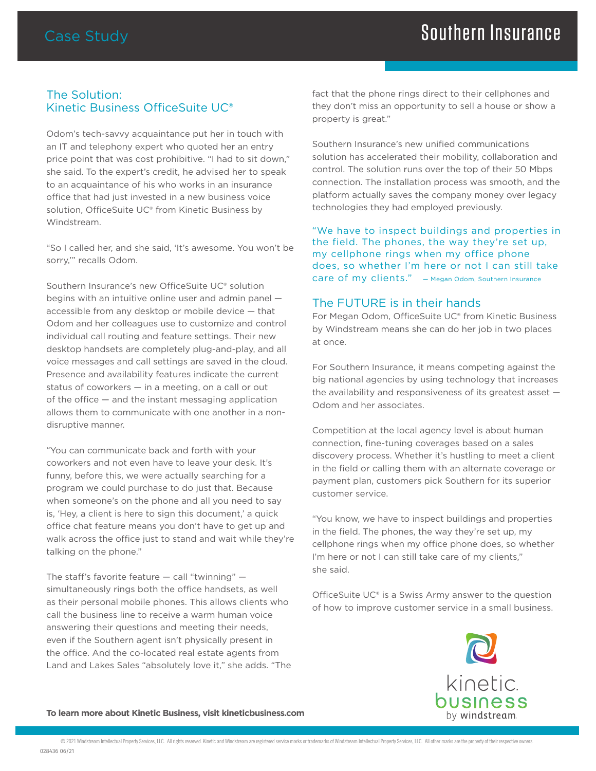# Case Study — Southern Insurance

## The Solution: Kinetic Business OfficeSuite UC®

Odom's tech-savvy acquaintance put her in touch with an IT and telephony expert who quoted her an entry price point that was cost prohibitive. "I had to sit down," she said. To the expert's credit, he advised her to speak to an acquaintance of his who works in an insurance office that had just invested in a new business voice solution, OfficeSuite UC® from Kinetic Business by Windstream.

"So I called her, and she said, 'It's awesome. You won't be sorry,'" recalls Odom.

Southern Insurance's new OfficeSuite UC® solution begins with an intuitive online user and admin panel — accessible from any desktop or mobile device — that Odom and her colleagues use to customize and control individual call routing and feature settings. Their new desktop handsets are completely plug-and-play, and all voice messages and call settings are saved in the cloud. Presence and availability features indicate the current status of coworkers — in a meeting, on a call or out of the office — and the instant messaging application allows them to communicate with one another in a non-disruptive manner.

"You can communicate back and forth with your coworkers and not even have to leave your desk. It's funny, before this, we were actually searching for a program we could purchase to do just that. Because when someone's on the phone and all you need to say is, 'Hey, a client is here to sign this document,' a quick office chat feature means you don't have to get up and walk across the office just to stand and wait while they're talking on the phone."

The staff's favorite feature — call "twinning" — simultaneously rings both the office handsets, as well as their personal mobile phones. This allows clients who call the business line to receive a warm human voice answering their questions and meeting their needs, even if the Southern agent isn't physically present in the office. And the co-located real estate agents from Land and Lakes Sales "absolutely love it," she adds. "The fact that the phone rings direct to their cellphones and they don't miss an opportunity to sell a house or show a property is great."

Southern Insurance's new unified communications solution has accelerated their mobility, collaboration and control. The solution runs over the top of their 50 Mbps connection. The installation process was smooth, and the platform actually saves the company money over legacy technologies they had employed previously.

> "We have to inspect buildings and properties in the field. The phones, the way they're set up, my cellphone rings when my office phone does, so whether I'm here or not I can still take care of my clients." — Megan Odom, Southern Insurance

## The FUTURE is in their hands

For Megan Odom, OfficeSuite UC® from Kinetic Business by Windstream means she can do her job in two places at once.

For Southern Insurance, it means competing against the big national agencies by using technology that increases the availability and responsiveness of its greatest asset — Odom and her associates.

Competition at the local agency level is about human connection, fine-tuning coverages based on a sales discovery process. Whether it's hustling to meet a client in the field or calling them with an alternate coverage or payment plan, customers pick Southern for its superior customer service.

"You know, we have to inspect buildings and properties in the field. The phones, the way they're set up, my cellphone rings when my office phone does, so whether I'm here or not I can still take care of my clients," she said.

OfficeSuite UC® is a Swiss Army answer to the question of how to improve customer service in a small business.

**To learn more about Kinetic Business, visit kineticbusiness.com**

kinetic business by windstream

© 2021 Windstream Intellectual Property Services, LLC. All rights reserved. Kinetic and Windstream are registered service marks or trademarks of Windstream Intellectual Property Services, LLC. All other marks are the property of their respective owners.

028436 06/21